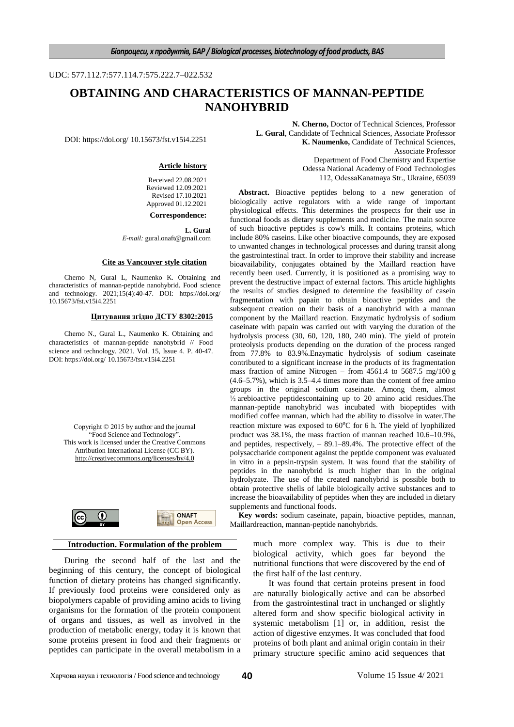UDC: 577.112.7:577.114.7:575.222.7–022.532

# OBTAINING AND CHARACTERISTICS OF MANNAN-PEPTIDE NANOHYBRID

DOI: https://doi.org/ 10.15673/fst.v15i4.2251

**N. Cherno,** Doctor of Technical Sciences, Professor
**L. Gural**, Candidate of Technical Sciences, Associate Professor
**K. Naumenko,** Candidate of Technical Sciences, Associate Professor
Department of Food Chemistry and Expertise
Odessa National Academy of Food Technologies
112, OdessaKanatnaya Str., Ukraine, 65039

**Article history**

Received 22.08.2021
Reviewed 12.09.2021
Revised 17.10.2021
Approved 01.12.2021

**Correspondence:**

**L. Gural**
*E-mail:* gural.onaft@gmail.com

**Cite as Vancouver style citation**

Cherno N, Gural L, Naumenko K. Obtaining and characteristics of mannan-peptide nanohybrid. Food science and technology. 2021;15(4):40-47. DOI: https://doi.org/ 10.15673/fst.v15i4.2251

**Цитування згідно ДСТУ 8302:2015**

Cherno N., Gural L., Naumenko K. Obtaining and characteristics of mannan-peptide nanohybrid. Food science and technology. 2021. Vol. 15, Issue 4. P. 40-47. DOI: https://doi.org/ 10.15673/fst.v15i4.2251

Copyright © 2015 by author and the journal "Food Science and Technology".
This work is licensed under the Creative Commons Attribution International License (CC BY).
http://creativecommons.org/licenses/by/4.0

**Abstract.** Bioactive peptides belong to a new generation of biologically active regulators with a wide range of important physiological effects. This determines the prospects for their use in functional foods as dietary supplements and medicine. The main source of such bioactive peptides is cow's milk. It contains proteins, which include 80% caseins. Like other bioactive compounds, they are exposed to unwanted changes in technological processes and during transit along the gastrointestinal tract. In order to improve their stability and increase bioavailability, conjugates obtained by the Maillard reaction have recently been used. Currently, it is positioned as a promising way to prevent the destructive impact of external factors. This article highlights the results of studies designed to determine the feasibility of casein fragmentation with papain to obtain bioactive peptides and the subsequent creation on their basis of a nanohybrid with a mannan component by the Maillard reaction. Enzymatic hydrolysis of sodium caseinate with papain was carried out with varying the duration of the hydrolysis process (30, 60, 120, 180, 240 min). The yield of protein proteolysis products depending on the duration of the process ranged from 77.8% to 83.9%.Enzymatic hydrolysis of sodium caseinate contributed to a significant increase in the products of its fragmentation mass fraction of amine Nitrogen – from 4561.4 to 5687.5 mg/100 g (4.6–5.7%), which is 3.5–4.4 times more than the content of free amino groups in the original sodium caseinate. Among them, almost ½ arebioactive peptidescontaining up to 20 amino acid residues.The mannan-peptide nanohybrid was incubated with biopeptides with modified coffee mannan, which had the ability to dissolve in water.The reaction mixture was exposed to 60°C for 6 h. The yield of lyophilized product was 38.1%, the mass fraction of mannan reached 10.6–10.9%, and peptides, respectively, – 89.1–89.4%. The protective effect of the polysaccharide component against the peptide component was evaluated in vitro in a pepsin-trypsin system. It was found that the stability of peptides in the nanohybrid is much higher than in the original hydrolyzate. The use of the created nanohybrid is possible both to obtain protective shells of labile biologically active substances and to increase the bioavailability of peptides when they are included in dietary supplements and functional foods.

**Key words:** sodium caseinate, papain, bioactive peptides, mannan, Maillardreaction, mannan-peptide nanohybrids.

## Introduction. Formulation of the problem

During the second half of the last and the beginning of this century, the concept of biological function of dietary proteins has changed significantly. If previously food proteins were considered only as biopolymers capable of providing amino acids to living organisms for the formation of the protein component of organs and tissues, as well as involved in the production of metabolic energy, today it is known that some proteins present in food and their fragments or peptides can participate in the overall metabolism in a much more complex way. This is due to their biological activity, which goes far beyond the nutritional functions that were discovered by the end of the first half of the last century.

It was found that certain proteins present in food are naturally biologically active and can be absorbed from the gastrointestinal tract in unchanged or slightly altered form and show specific biological activity in systemic metabolism [1] or, in addition, resist the action of digestive enzymes. It was concluded that food proteins of both plant and animal origin contain in their primary structure specific amino acid sequences that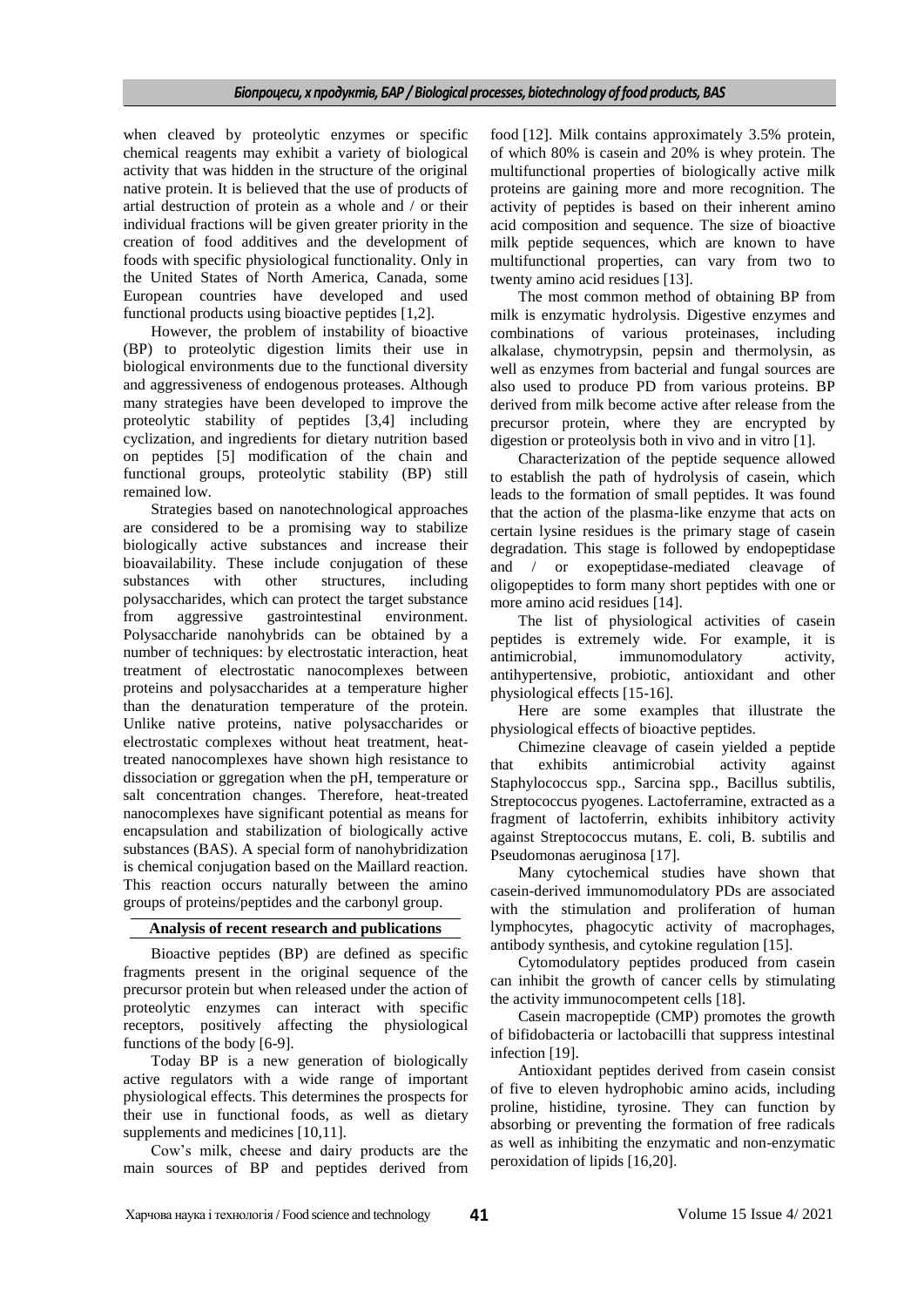when cleaved by proteolytic enzymes or specific chemical reagents may exhibit a variety of biological activity that was hidden in the structure of the original native protein. It is believed that the use of products of artial destruction of protein as a whole and / or their individual fractions will be given greater priority in the creation of food additives and the development of foods with specific physiological functionality. Only in the United States of North America, Canada, some European countries have developed and used functional products using bioactive peptides [1,2].

However, the problem of instability of bioactive (BP) to proteolytic digestion limits their use in biological environments due to the functional diversity and aggressiveness of endogenous proteases. Although many strategies have been developed to improve the proteolytic stability of peptides [3,4] including cyclization, and ingredients for dietary nutrition based on peptides [5] modification of the chain and functional groups, proteolytic stability (BP) still remained low.

Strategies based on nanotechnological approaches are considered to be a promising way to stabilize biologically active substances and increase their bioavailability. These include conjugation of these substances with other structures, including polysaccharides, which can protect the target substance from aggressive gastrointestinal environment. Polysaccharide nanohybrids can be obtained by a number of techniques: by electrostatic interaction, heat treatment of electrostatic nanocomplexes between proteins and polysaccharides at a temperature higher than the denaturation temperature of the protein. Unlike native proteins, native polysaccharides or electrostatic complexes without heat treatment, heat-treated nanocomplexes have shown high resistance to dissociation or ggregation when the pH, temperature or salt concentration changes. Therefore, heat-treated nanocomplexes have significant potential as means for encapsulation and stabilization of biologically active substances (BAS). A special form of nanohybridization is chemical conjugation based on the Maillard reaction. This reaction occurs naturally between the amino groups of proteins/peptides and the carbonyl group.

## Analysis of recent research and publications

Bioactive peptides (BP) are defined as specific fragments present in the original sequence of the precursor protein but when released under the action of proteolytic enzymes can interact with specific receptors, positively affecting the physiological functions of the body [6-9].

Today BP is a new generation of biologically active regulators with a wide range of important physiological effects. This determines the prospects for their use in functional foods, as well as dietary supplements and medicines [10,11].

Cow's milk, cheese and dairy products are the main sources of BP and peptides derived from food [12]. Milk contains approximately 3.5% protein, of which 80% is casein and 20% is whey protein. The multifunctional properties of biologically active milk proteins are gaining more and more recognition. The activity of peptides is based on their inherent amino acid composition and sequence. The size of bioactive milk peptide sequences, which are known to have multifunctional properties, can vary from two to twenty amino acid residues [13].

The most common method of obtaining BP from milk is enzymatic hydrolysis. Digestive enzymes and combinations of various proteinases, including alkalase, chymotrypsin, pepsin and thermolysin, as well as enzymes from bacterial and fungal sources are also used to produce PD from various proteins. BP derived from milk become active after release from the precursor protein, where they are encrypted by digestion or proteolysis both in vivo and in vitro [1].

Characterization of the peptide sequence allowed to establish the path of hydrolysis of casein, which leads to the formation of small peptides. It was found that the action of the plasma-like enzyme that acts on certain lysine residues is the primary stage of casein degradation. This stage is followed by endopeptidase and / or exopeptidase-mediated cleavage of oligopeptides to form many short peptides with one or more amino acid residues [14].

The list of physiological activities of casein peptides is extremely wide. For example, it is antimicrobial, immunomodulatory activity, antihypertensive, probiotic, antioxidant and other physiological effects [15-16].

Here are some examples that illustrate the physiological effects of bioactive peptides.

Chimezine cleavage of casein yielded a peptide that exhibits antimicrobial activity against Staphylococcus spp., Sarcina spp., Bacillus subtilis, Streptococcus pyogenes. Lactoferramine, extracted as a fragment of lactoferrin, exhibits inhibitory activity against Streptococcus mutans, E. coli, B. subtilis and Pseudomonas aeruginosa [17].

Many cytochemical studies have shown that casein-derived immunomodulatory PDs are associated with the stimulation and proliferation of human lymphocytes, phagocytic activity of macrophages, antibody synthesis, and cytokine regulation [15].

Cytomodulatory peptides produced from casein can inhibit the growth of cancer cells by stimulating the activity immunocompetent cells [18].

Casein macropeptide (CMP) promotes the growth of bifidobacteria or lactobacilli that suppress intestinal infection [19].

Antioxidant peptides derived from casein consist of five to eleven hydrophobic amino acids, including proline, histidine, tyrosine. They can function by absorbing or preventing the formation of free radicals as well as inhibiting the enzymatic and non-enzymatic peroxidation of lipids [16,20].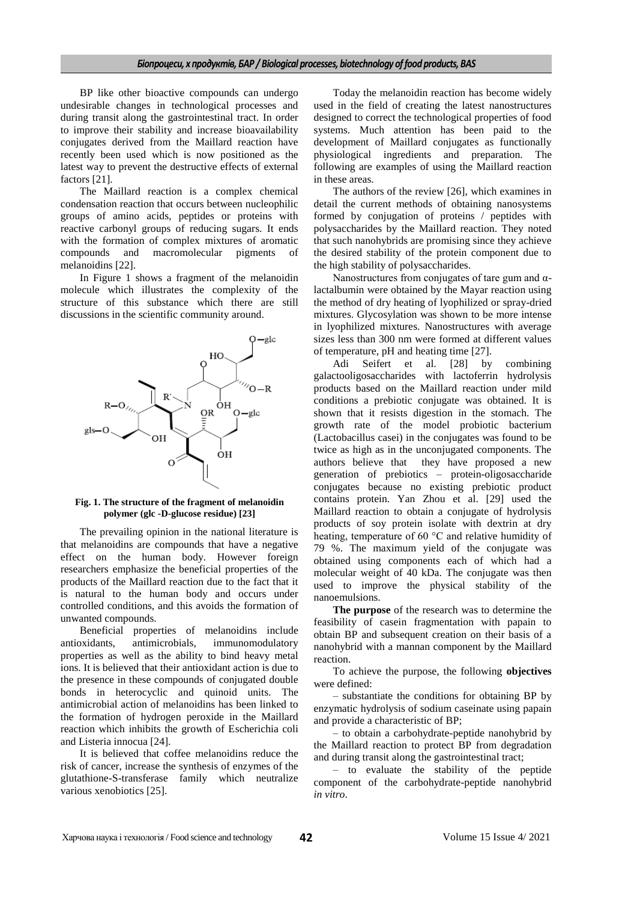BP like other bioactive compounds can undergo undesirable changes in technological processes and during transit along the gastrointestinal tract. In order to improve their stability and increase bioavailability conjugates derived from the Maillard reaction have recently been used which is now positioned as the latest way to prevent the destructive effects of external factors [21].

The Maillard reaction is a complex chemical condensation reaction that occurs between nucleophilic groups of amino acids, peptides or proteins with reactive carbonyl groups of reducing sugars. It ends with the formation of complex mixtures of aromatic compounds and macromolecular pigments of melanoidins [22].

In Figure 1 shows a fragment of the melanoidin molecule which illustrates the complexity of the structure of this substance which there are still discussions in the scientific community around.

**Fig. 1. The structure of the fragment of melanoidin polymer (glc -D-glucose residue) [23]**

The prevailing opinion in the national literature is that melanoidins are compounds that have a negative effect on the human body. However foreign researchers emphasize the beneficial properties of the products of the Maillard reaction due to the fact that it is natural to the human body and occurs under controlled conditions, and this avoids the formation of unwanted compounds.

Beneficial properties of melanoidins include antioxidants, antimicrobials, immunomodulatory properties as well as the ability to bind heavy metal ions. It is believed that their antioxidant action is due to the presence in these compounds of conjugated double bonds in heterocyclic and quinoid units. The antimicrobial action of melanoidins has been linked to the formation of hydrogen peroxide in the Maillard reaction which inhibits the growth of Escherichia coli and Listeria innocua [24].

It is believed that coffee melanoidins reduce the risk of cancer, increase the synthesis of enzymes of the glutathione-S-transferase family which neutralize various xenobiotics [25].

Today the melanoidin reaction has become widely used in the field of creating the latest nanostructures designed to correct the technological properties of food systems. Much attention has been paid to the development of Maillard conjugates as functionally physiological ingredients and preparation. The following are examples of using the Maillard reaction in these areas.

The authors of the review [26], which examines in detail the current methods of obtaining nanosystems formed by conjugation of proteins / peptides with polysaccharides by the Maillard reaction. They noted that such nanohybrids are promising since they achieve the desired stability of the protein component due to the high stability of polysaccharides.

Nanostructures from conjugates of tare gum and α-lactalbumin were obtained by the Mayar reaction using the method of dry heating of lyophilized or spray-dried mixtures. Glycosylation was shown to be more intense in lyophilized mixtures. Nanostructures with average sizes less than 300 nm were formed at different values of temperature, pH and heating time [27].

Adi Seifert et al. [28] by combining galactooligosaccharides with lactoferrin hydrolysis products based on the Maillard reaction under mild conditions a prebiotic conjugate was obtained. It is shown that it resists digestion in the stomach. The growth rate of the model probiotic bacterium (Lactobacillus casei) in the conjugates was found to be twice as high as in the unconjugated components. The authors believe that they have proposed a new generation of prebiotics – protein-oligosaccharide conjugates because no existing prebiotic product contains protein. Yan Zhou et al. [29] used the Maillard reaction to obtain a conjugate of hydrolysis products of soy protein isolate with dextrin at dry heating, temperature of 60 °C and relative humidity of 79 %. The maximum yield of the conjugate was obtained using components each of which had a molecular weight of 40 kDa. The conjugate was then used to improve the physical stability of the nanoemulsions.

**The purpose** of the research was to determine the feasibility of casein fragmentation with papain to obtain BP and subsequent creation on their basis of a nanohybrid with a mannan component by the Maillard reaction.

To achieve the purpose, the following **objectives** were defined:

– substantiate the conditions for obtaining BP by enzymatic hydrolysis of sodium caseinate using papain and provide a characteristic of BP;

– to obtain a carbohydrate-peptide nanohybrid by the Maillard reaction to protect BP from degradation and during transit along the gastrointestinal tract;

– to evaluate the stability of the peptide component of the carbohydrate-peptide nanohybrid *in vitro*.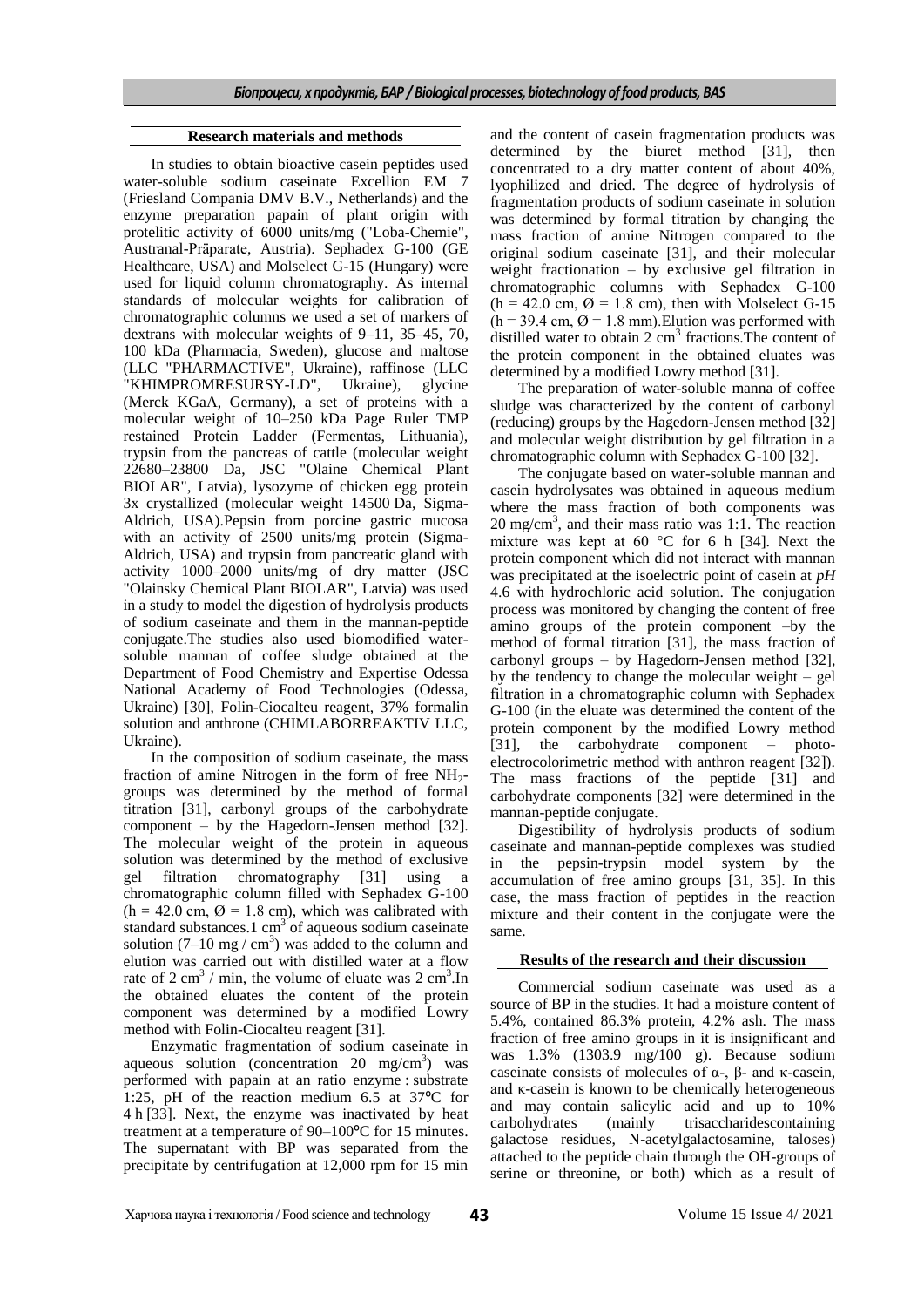## Research materials and methods

In studies to obtain bioactive casein peptides used water-soluble sodium caseinate Excellion EM 7 (Friesland Compania DMV B.V., Netherlands) and the enzyme preparation papain of plant origin with protelitic activity of 6000 units/mg ("Loba-Chemie", Austranal-Präparate, Austria). Sephadex G-100 (GE Healthcare, USA) and Molselect G-15 (Hungary) were used for liquid column chromatography. As internal standards of molecular weights for calibration of chromatographic columns we used a set of markers of dextrans with molecular weights of 9–11, 35–45, 70, 100 kDa (Pharmacia, Sweden), glucose and maltose (LLC "PHARMACTIVE", Ukraine), raffinose (LLC "KHIMPROMRESURSY-LD", Ukraine), glycine (Merck KGaA, Germany), a set of proteins with a molecular weight of 10–250 kDa Page Ruler TMP restained Protein Ladder (Fermentas, Lithuania), trypsin from the pancreas of cattle (molecular weight 22680–23800 Da, JSC "Olaine Chemical Plant BIOLAR", Latvia), lysozyme of chicken egg protein 3x crystallized (molecular weight 14500 Da, Sigma-Aldrich, USA).Pepsin from porcine gastric mucosa with an activity of 2500 units/mg protein (Sigma-Aldrich, USA) and trypsin from pancreatic gland with activity 1000–2000 units/mg of dry matter (JSC "Olainsky Chemical Plant BIOLAR", Latvia) was used in a study to model the digestion of hydrolysis products of sodium caseinate and them in the mannan-peptide conjugate.The studies also used biomodified water-soluble mannan of coffee sludge obtained at the Department of Food Chemistry and Expertise Odessa National Academy of Food Technologies (Odessa, Ukraine) [30], Folin-Ciocalteu reagent, 37% formalin solution and anthrone (CHIMLABORREAKTIV LLC, Ukraine).

In the composition of sodium caseinate, the mass fraction of amine Nitrogen in the form of free $NH_2$-groups was determined by the method of formal titration [31], carbonyl groups of the carbohydrate component – by the Hagedorn-Jensen method [32]. The molecular weight of the protein in aqueous solution was determined by the method of exclusive gel filtration chromatography [31] using a chromatographic column filled with Sephadex G-100 (h = 42.0 cm, Ø = 1.8 cm), which was calibrated with standard substances.1 $cm^3$ of aqueous sodium caseinate solution (7–10 mg / $cm^3$) was added to the column and elution was carried out with distilled water at a flow rate of 2 $cm^3$ / min, the volume of eluate was 2 $cm^3$.In the obtained eluates the content of the protein component was determined by a modified Lowry method with Folin-Ciocalteu reagent [31].

Enzymatic fragmentation of sodium caseinate in aqueous solution (concentration 20 mg/$cm^3$) was performed with papain at an ratio enzyme : substrate 1:25, pH of the reaction medium 6.5 at 37°C for 4 h [33]. Next, the enzyme was inactivated by heat treatment at a temperature of 90–100°C for 15 minutes. The supernatant with BP was separated from the precipitate by centrifugation at 12,000 rpm for 15 min and the content of casein fragmentation products was determined by the biuret method [31], then concentrated to a dry matter content of about 40%, lyophilized and dried. The degree of hydrolysis of fragmentation products of sodium caseinate in solution was determined by formal titration by changing the mass fraction of amine Nitrogen compared to the original sodium caseinate [31], and their molecular weight fractionation – by exclusive gel filtration in chromatographic columns with Sephadex G-100 (h = 42.0 cm, Ø = 1.8 cm), then with Molselect G-15 (h = 39.4 cm, Ø = 1.8 mm).Elution was performed with distilled water to obtain 2 $cm^3$ fractions.The content of the protein component in the obtained eluates was determined by a modified Lowry method [31].

The preparation of water-soluble manna of coffee sludge was characterized by the content of carbonyl (reducing) groups by the Hagedorn-Jensen method [32] and molecular weight distribution by gel filtration in a chromatographic column with Sephadex G-100 [32].

The conjugate based on water-soluble mannan and casein hydrolysates was obtained in aqueous medium where the mass fraction of both components was 20 mg/$cm^3$, and their mass ratio was 1:1. The reaction mixture was kept at 60 °C for 6 h [34]. Next the protein component which did not interact with mannan was precipitated at the isoelectric point of casein at *pH* 4.6 with hydrochloric acid solution. The conjugation process was monitored by changing the content of free amino groups of the protein component –by the method of formal titration [31], the mass fraction of carbonyl groups – by Hagedorn-Jensen method [32], by the tendency to change the molecular weight – gel filtration in a chromatographic column with Sephadex G-100 (in the eluate was determined the content of the protein component by the modified Lowry method [31], the carbohydrate component – photo-electrocolorimetric method with anthron reagent [32]). The mass fractions of the peptide [31] and carbohydrate components [32] were determined in the mannan-peptide conjugate.

Digestibility of hydrolysis products of sodium caseinate and mannan-peptide complexes was studied in the pepsin-trypsin model system by the accumulation of free amino groups [31, 35]. In this case, the mass fraction of peptides in the reaction mixture and their content in the conjugate were the same.

## Results of the research and their discussion

Commercial sodium caseinate was used as a source of BP in the studies. It had a moisture content of 5.4%, contained 86.3% protein, 4.2% ash. The mass fraction of free amino groups in it is insignificant and was 1.3% (1303.9 mg/100 g). Because sodium caseinate consists of molecules of α-, β- and κ-casein, and κ-casein is known to be chemically heterogeneous and may contain salicylic acid and up to 10% carbohydrates (mainly trisaccharidescontaining galactose residues, N-acetylgalactosamine, taloses) attached to the peptide chain through the OH-groups of serine or threonine, or both) which as a result of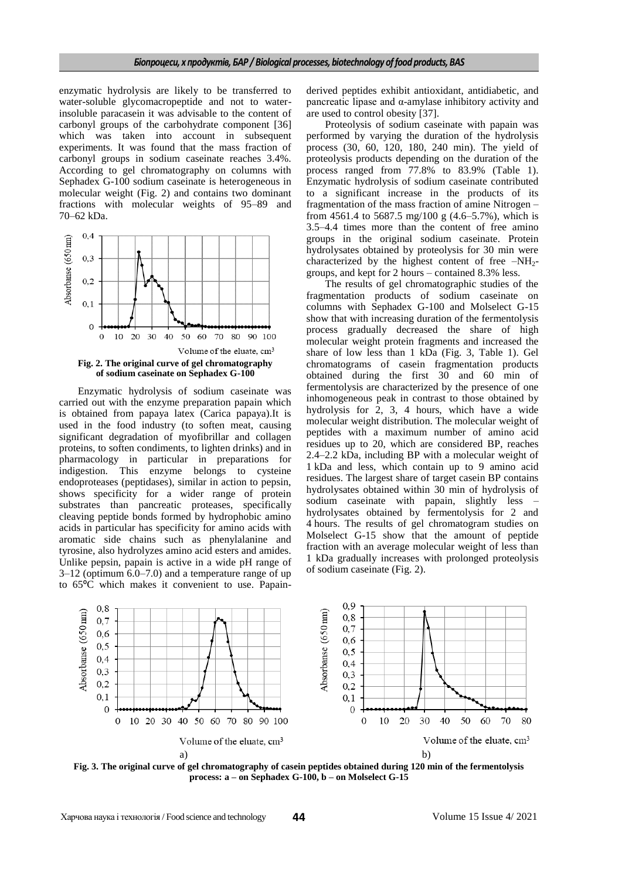enzymatic hydrolysis are likely to be transferred to water-soluble glycomacropeptide and not to water-insoluble paracasein it was advisable to the content of carbonyl groups of the carbohydrate component [36] which was taken into account in subsequent experiments. It was found that the mass fraction of carbonyl groups in sodium caseinate reaches 3.4%. According to gel chromatography on columns with Sephadex G-100 sodium caseinate is heterogeneous in molecular weight (Fig. 2) and contains two dominant fractions with molecular weights of 95–89 and 70–62 kDa.

**Fig. 2. The original curve of gel chromatography of sodium caseinate on Sephadex G-100**

Enzymatic hydrolysis of sodium caseinate was carried out with the enzyme preparation papain which is obtained from papaya latex (Carica papaya).It is used in the food industry (to soften meat, causing significant degradation of myofibrillar and collagen proteins, to soften condiments, to lighten drinks) and in pharmacology in particular in preparations for indigestion. This enzyme belongs to cysteine endoproteases (peptidases), similar in action to pepsin, shows specificity for a wider range of protein substrates than pancreatic proteases, specifically cleaving peptide bonds formed by hydrophobic amino acids in particular has specificity for amino acids with aromatic side chains such as phenylalanine and tyrosine, also hydrolyzes amino acid esters and amides. Unlike pepsin, papain is active in a wide pH range of 3–12 (optimum 6.0–7.0) and a temperature range of up to 65°C which makes it convenient to use. Papain-derived peptides exhibit antioxidant, antidiabetic, and pancreatic lipase and α-amylase inhibitory activity and are used to control obesity [37].

Proteolysis of sodium caseinate with papain was performed by varying the duration of the hydrolysis process (30, 60, 120, 180, 240 min). The yield of proteolysis products depending on the duration of the process ranged from 77.8% to 83.9% (Table 1). Enzymatic hydrolysis of sodium caseinate contributed to a significant increase in the products of its fragmentation of the mass fraction of amine Nitrogen – from 4561.4 to 5687.5 mg/100 g (4.6–5.7%), which is 3.5–4.4 times more than the content of free amino groups in the original sodium caseinate. Protein hydrolysates obtained by proteolysis for 30 min were characterized by the highest content of free $–NH_2$-groups, and kept for 2 hours – contained 8.3% less.

The results of gel chromatographic studies of the fragmentation products of sodium caseinate on columns with Sephadex G-100 and Molselect G-15 show that with increasing duration of the fermentolysis process gradually decreased the share of high molecular weight protein fragments and increased the share of low less than 1 kDa (Fig. 3, Table 1). Gel chromatograms of casein fragmentation products obtained during the first 30 and 60 min of fermentolysis are characterized by the presence of one inhomogeneous peak in contrast to those obtained by hydrolysis for 2, 3, 4 hours, which have a wide molecular weight distribution. The molecular weight of peptides with a maximum number of amino acid residues up to 20, which are considered BP, reaches 2.4–2.2 kDa, including BP with a molecular weight of 1 kDa and less, which contain up to 9 amino acid residues. The largest share of target casein BP contains hydrolysates obtained within 30 min of hydrolysis of sodium caseinate with papain, slightly less – hydrolysates obtained by fermentolysis for 2 and 4 hours. The results of gel chromatogram studies on Molselect G-15 show that the amount of peptide fraction with an average molecular weight of less than 1 kDa gradually increases with prolonged proteolysis of sodium caseinate (Fig. 2).

**Fig. 3. The original curve of gel chromatography of casein peptides obtained during 120 min of the fermentolysis process: a – on Sephadex G-100, b – on Molselect G-15**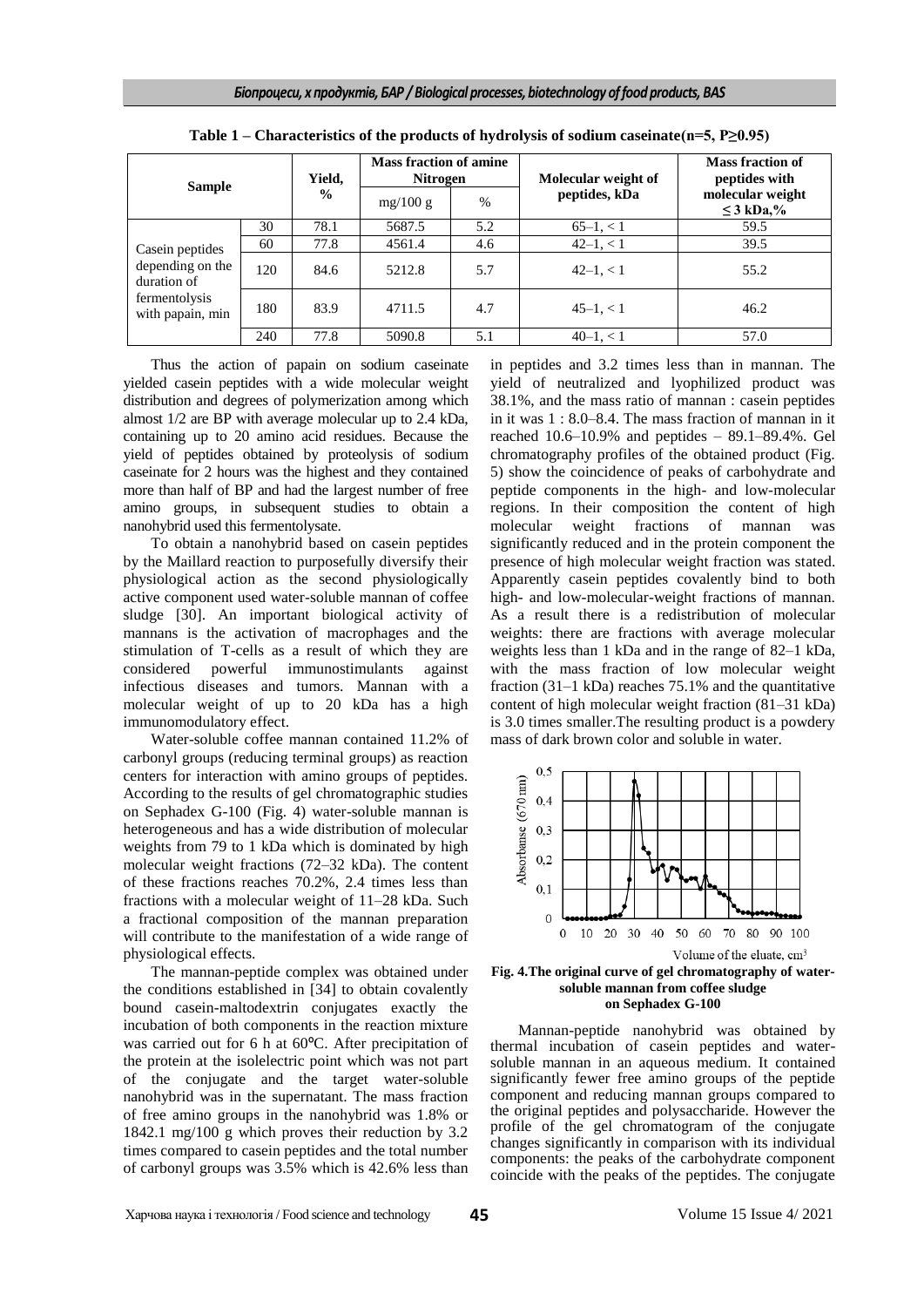**Table 1 – Characteristics of the products of hydrolysis of sodium caseinate(n=5, P≥0.95)**

| Sample | | Yield, % | Mass fraction of amine Nitrogen | | Molecular weight of peptides, kDa | Mass fraction of peptides with molecular weight ≤ 3 kDa,% |
|---|---|---|---|---|---|---|
| | | | mg/100 g | % | | |
| Casein peptides depending on the duration of fermentolysis with papain, min | 30 | 78.1 | 5687.5 | 5.2 | 65–1, < 1 | 59.5 |
| | 60 | 77.8 | 4561.4 | 4.6 | 42–1, < 1 | 39.5 |
| | 120 | 84.6 | 5212.8 | 5.7 | 42–1, < 1 | 55.2 |
| | 180 | 83.9 | 4711.5 | 4.7 | 45–1, < 1 | 46.2 |
| | 240 | 77.8 | 5090.8 | 5.1 | 40–1, < 1 | 57.0 |

Thus the action of papain on sodium caseinate yielded casein peptides with a wide molecular weight distribution and degrees of polymerization among which almost 1/2 are BP with average molecular up to 2.4 kDa, containing up to 20 amino acid residues. Because the yield of peptides obtained by proteolysis of sodium caseinate for 2 hours was the highest and they contained more than half of BP and had the largest number of free amino groups, in subsequent studies to obtain a nanohybrid used this fermentolysate.

To obtain a nanohybrid based on casein peptides by the Maillard reaction to purposefully diversify their physiological action as the second physiologically active component used water-soluble mannan of coffee sludge [30]. An important biological activity of mannans is the activation of macrophages and the stimulation of T-cells as a result of which they are considered powerful immunostimulants against infectious diseases and tumors. Mannan with a molecular weight of up to 20 kDa has a high immunomodulatory effect.

Water-soluble coffee mannan contained 11.2% of carbonyl groups (reducing terminal groups) as reaction centers for interaction with amino groups of peptides. According to the results of gel chromatographic studies on Sephadex G-100 (Fig. 4) water-soluble mannan is heterogeneous and has a wide distribution of molecular weights from 79 to 1 kDa which is dominated by high molecular weight fractions (72–32 kDa). The content of these fractions reaches 70.2%, 2.4 times less than fractions with a molecular weight of 11–28 kDa. Such a fractional composition of the mannan preparation will contribute to the manifestation of a wide range of physiological effects.

The mannan-peptide complex was obtained under the conditions established in [34] to obtain covalently bound casein-maltodextrin conjugates exactly the incubation of both components in the reaction mixture was carried out for 6 h at 60°C. After precipitation of the protein at the isolelectric point which was not part of the conjugate and the target water-soluble nanohybrid was in the supernatant. The mass fraction of free amino groups in the nanohybrid was 1.8% or 1842.1 mg/100 g which proves their reduction by 3.2 times compared to casein peptides and the total number of carbonyl groups was 3.5% which is 42.6% less than in peptides and 3.2 times less than in mannan. The yield of neutralized and lyophilized product was 38.1%, and the mass ratio of mannan : casein peptides in it was 1 : 8.0–8.4. The mass fraction of mannan in it reached 10.6–10.9% and peptides – 89.1–89.4%. Gel chromatography profiles of the obtained product (Fig. 5) show the coincidence of peaks of carbohydrate and peptide components in the high- and low-molecular regions. In their composition the content of high molecular weight fractions of mannan was significantly reduced and in the protein component the presence of high molecular weight fraction was stated. Apparently casein peptides covalently bind to both high- and low-molecular-weight fractions of mannan. As a result there is a redistribution of molecular weights: there are fractions with average molecular weights less than 1 kDa and in the range of 82–1 kDa, with the mass fraction of low molecular weight fraction (31–1 kDa) reaches 75.1% and the quantitative content of high molecular weight fraction (81–31 kDa) is 3.0 times smaller.The resulting product is a powdery mass of dark brown color and soluble in water.

**Fig. 4.The original curve of gel chromatography of water-soluble mannan from coffee sludge on Sephadex G-100**

Mannan-peptide nanohybrid was obtained by thermal incubation of casein peptides and water-soluble mannan in an aqueous medium. It contained significantly fewer free amino groups of the peptide component and reducing mannan groups compared to the original peptides and polysaccharide. However the profile of the gel chromatogram of the conjugate changes significantly in comparison with its individual components: the peaks of the carbohydrate component coincide with the peaks of the peptides. The conjugate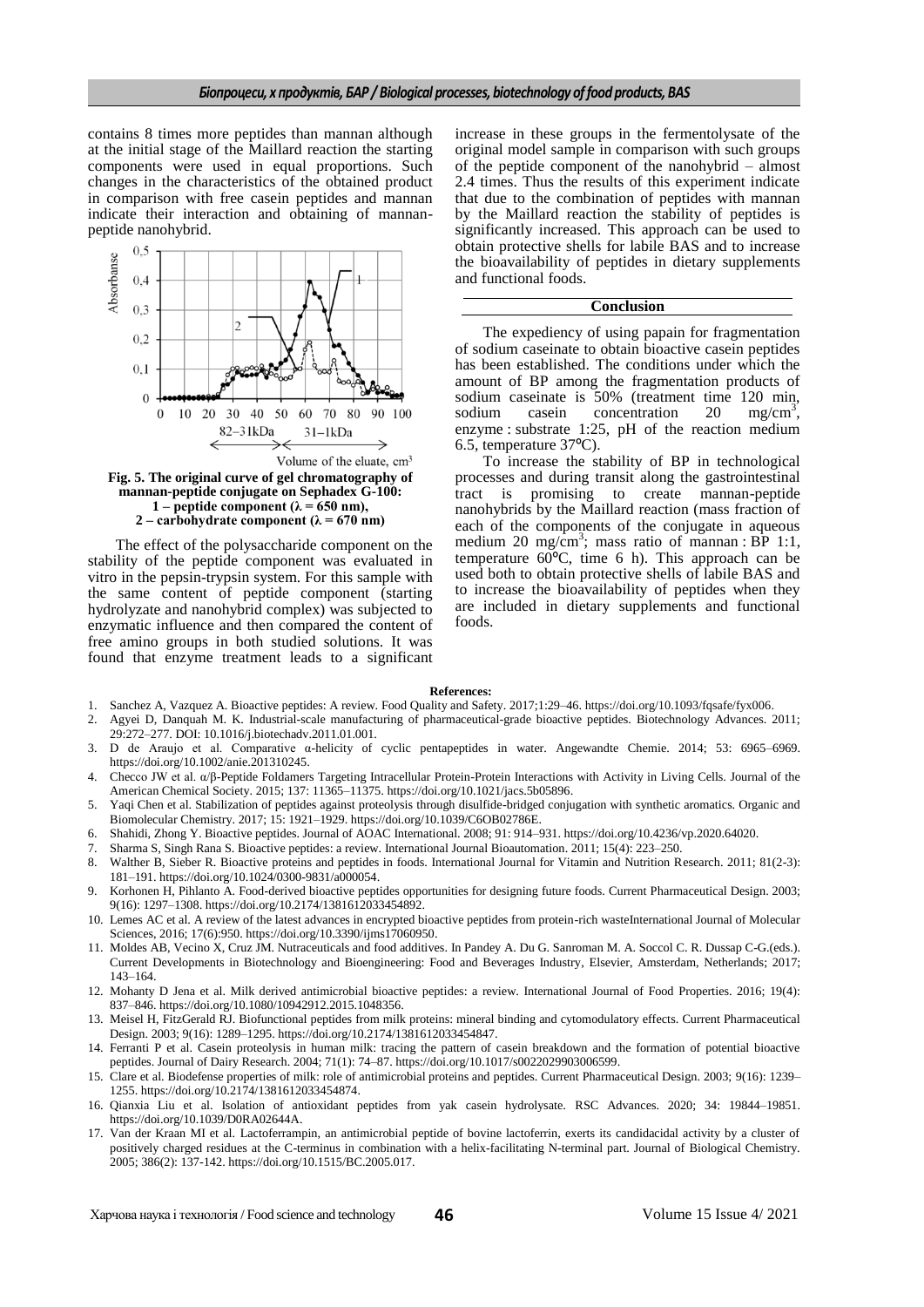contains 8 times more peptides than mannan although at the initial stage of the Maillard reaction the starting components were used in equal proportions. Such changes in the characteristics of the obtained product in comparison with free casein peptides and mannan indicate their interaction and obtaining of mannan-peptide nanohybrid.

**Fig. 5. The original curve of gel chromatography of mannan-peptide conjugate on Sephadex G-100:**
**1 – peptide component (λ = 650 nm),**
**2 – carbohydrate component (λ = 670 nm)**

The effect of the polysaccharide component on the stability of the peptide component was evaluated in vitro in the pepsin-trypsin system. For this sample with the same content of peptide component (starting hydrolyzate and nanohybrid complex) was subjected to enzymatic influence and then compared the content of free amino groups in both studied solutions. It was found that enzyme treatment leads to a significant increase in these groups in the fermentolysate of the original model sample in comparison with such groups of the peptide component of the nanohybrid – almost 2.4 times. Thus the results of this experiment indicate that due to the combination of peptides with mannan by the Maillard reaction the stability of peptides is significantly increased. This approach can be used to obtain protective shells for labile BAS and to increase the bioavailability of peptides in dietary supplements and functional foods.

## Conclusion

The expediency of using papain for fragmentation of sodium caseinate to obtain bioactive casein peptides has been established. The conditions under which the amount of BP among the fragmentation products of sodium caseinate is 50% (treatment time 120 min, sodium casein concentration 20 mg/cm$^3$, enzyme : substrate 1:25, pH of the reaction medium 6.5, temperature 37°C).

To increase the stability of BP in technological processes and during transit along the gastrointestinal tract is promising to create mannan-peptide nanohybrids by the Maillard reaction (mass fraction of each of the components of the conjugate in aqueous medium 20 mg/cm$^3$; mass ratio of mannan : BP 1:1, temperature 60°C, time 6 h). This approach can be used both to obtain protective shells of labile BAS and to increase the bioavailability of peptides when they are included in dietary supplements and functional foods.

**References:**

1. Sanchez A, Vazquez A. Bioactive peptides: A review. Food Quality and Safety. 2017;1:29–46. https://doi.org/10.1093/fqsafe/fyx006.
2. Agyei D, Danquah M. K. Industrial-scale manufacturing of pharmaceutical-grade bioactive peptides. Biotechnology Advances. 2011; 29:272–277. DOI: 10.1016/j.biotechadv.2011.01.001.
3. D de Araujo et al. Comparative α-helicity of cyclic pentapeptides in water. Angewandte Chemie. 2014; 53: 6965–6969. https://doi.org/10.1002/anie.201310245.
4. Checco JW et al. α/β-Peptide Foldamers Targeting Intracellular Protein-Protein Interactions with Activity in Living Cells. Journal of the American Chemical Society. 2015; 137: 11365–11375. https://doi.org/10.1021/jacs.5b05896.
5. Yaqi Chen et al. Stabilization of peptides against proteolysis through disulfide-bridged conjugation with synthetic aromatics. Organic and Biomolecular Chemistry. 2017; 15: 1921–1929. https://doi.org/10.1039/C6OB02786E.
6. Shahidi, Zhong Y. Bioactive peptides. Journal of AOAC International. 2008; 91: 914–931. https://doi.org/10.4236/vp.2020.64020.
7. Sharma S, Singh Rana S. Bioactive peptides: a review. International Journal Bioautomation. 2011; 15(4): 223–250.
8. Walther B, Sieber R. Bioactive proteins and peptides in foods. International Journal for Vitamin and Nutrition Research. 2011; 81(2-3): 181–191. https://doi.org/10.1024/0300-9831/a000054.
9. Korhonen H, Pihlanto A. Food-derived bioactive peptides opportunities for designing future foods. Current Pharmaceutical Design. 2003; 9(16): 1297–1308. https://doi.org/10.2174/1381612033454892.
10. Lemes AC et al. A review of the latest advances in encrypted bioactive peptides from protein-rich wasteInternational Journal of Molecular Sciences, 2016; 17(6):950. https://doi.org/10.3390/ijms17060950.
11. Moldes AB, Vecino X, Cruz JM. Nutraceuticals and food additives. In Pandey A. Du G. Sanroman M. A. Soccol C. R. Dussap C-G.(eds.). Current Developments in Biotechnology and Bioengineering: Food and Beverages Industry, Elsevier, Amsterdam, Netherlands; 2017; 143–164.
12. Mohanty D Jena et al. Milk derived antimicrobial bioactive peptides: a review. International Journal of Food Properties. 2016; 19(4): 837–846. https://doi.org/10.1080/10942912.2015.1048356.
13. Meisel H, FitzGerald RJ. Biofunctional peptides from milk proteins: mineral binding and cytomodulatory effects. Current Pharmaceutical Design. 2003; 9(16): 1289–1295. https://doi.org/10.2174/1381612033454847.
14. Ferranti P et al. Casein proteolysis in human milk: tracing the pattern of casein breakdown and the formation of potential bioactive peptides. Journal of Dairy Research. 2004; 71(1): 74–87. https://doi.org/10.1017/s0022029903006599.
15. Clare et al. Biodefense properties of milk: role of antimicrobial proteins and peptides. Current Pharmaceutical Design. 2003; 9(16): 1239–1255. https://doi.org/10.2174/1381612033454874.
16. Qianxia Liu et al. Isolation of antioxidant peptides from yak casein hydrolysate. RSC Advances. 2020; 34: 19844–19851. https://doi.org/10.1039/D0RA02644A.
17. Van der Kraan MI et al. Lactoferrampin, an antimicrobial peptide of bovine lactoferrin, exerts its candidacidal activity by a cluster of positively charged residues at the C-terminus in combination with a helix-facilitating N-terminal part. Journal of Biological Chemistry. 2005; 386(2): 137-142. https://doi.org/10.1515/BC.2005.017.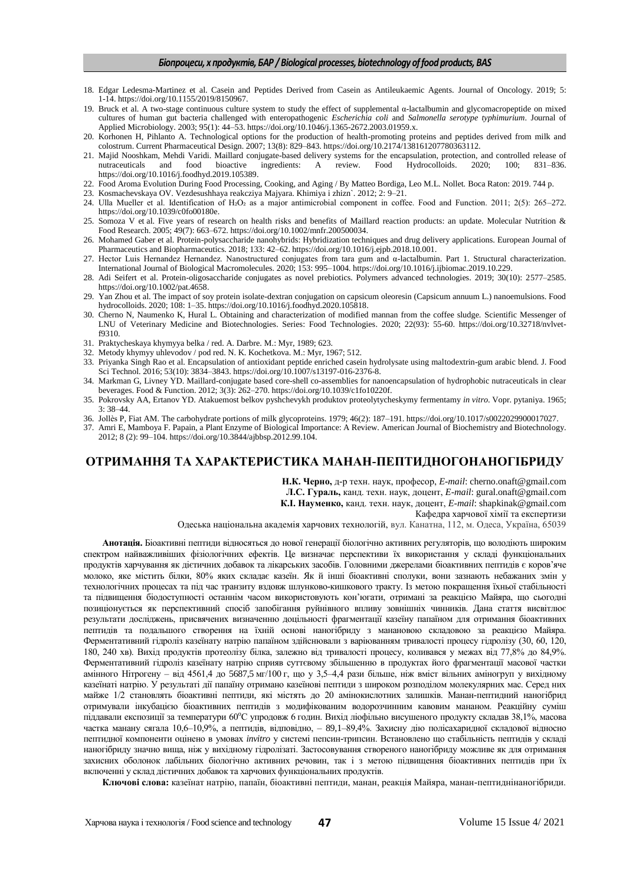18. Edgar Ledesma-Martinez et al. Casein and Peptides Derived from Casein as Antileukaemic Agents. Journal of Oncology. 2019; 5: 1-14. https://doi.org/10.1155/2019/8150967.
19. Bruck et al. A two-stage continuous culture system to study the effect of supplemental α-lactalbumin and glycomacropeptide on mixed cultures of human gut bacteria challenged with enteropathogenic *Escherichia coli* and *Salmonella serotype typhimurium*. Journal of Applied Microbiology. 2003; 95(1): 44–53. https://doi.org/10.1046/j.1365-2672.2003.01959.x.
20. Korhonen H, Pihlanto A. Technological options for the production of health-promoting proteins and peptides derived from milk and colostrum. Current Pharmaceutical Design. 2007; 13(8): 829–843. https://doi.org/10.2174/138161207780363112.
21. Majid Nooshkam, Mehdi Varidi. Maillard conjugate-based delivery systems for the encapsulation, protection, and controlled release of nutraceuticals and food bioactive ingredients: A review. Food Hydrocolloids. 2020; 100; 831–836. https://doi.org/10.1016/j.foodhyd.2019.105389.
22. Food Aroma Evolution During Food Processing, Cooking, and Aging / By Matteo Bordiga, Leo M.L. Nollet. Boca Raton: 2019. 744 p.
23. Kosmachevskaya OV. Vezdesushhaya reakcziya Majyara. Khimiya i zhizn`. 2012; 2: 9–21.
24. Ulla Mueller et al. Identification of $H_2O_2$ as a major antimicrobial component in coffee. Food and Function. 2011; 2(5): 265–272. https://doi.org/10.1039/c0fo00180e.
25. Somoza V et al. Five years of research on health risks and benefits of Maillard reaction products: an update. Molecular Nutrition & Food Research. 2005; 49(7): 663–672. https://doi.org/10.1002/mnfr.200500034.
26. Mohamed Gaber et al. Protein-polysaccharide nanohybrids: Hybridization techniques and drug delivery applications. European Journal of Pharmaceutics and Biopharmaceutics. 2018; 133: 42–62. https://doi.org/10.1016/j.ejpb.2018.10.001.
27. Hector Luis Hernandez Hernandez. Nanostructured conjugates from tara gum and α-lactalbumin. Part 1. Structural characterization. International Journal of Biological Macromolecules. 2020; 153: 995–1004. https://doi.org/10.1016/j.ijbiomac.2019.10.229.
28. Adi Seifert et al. Protein-oligosaccharide conjugates as novel prebiotics. Polymers advanced technologies. 2019; 30(10): 2577–2585. https://doi.org/10.1002/pat.4658.
29. Yan Zhou et al. The impact of soy protein isolate-dextran conjugation on capsicum oleoresin (Capsicum annuum L.) nanoemulsions. Food hydrocolloids. 2020; 108: 1–35. https://doi.org/10.1016/j.foodhyd.2020.105818.
30. Cherno N, Naumenko K, Hural L. Obtaining and characterization of modified mannan from the coffee sludge. Scientific Messenger of LNU of Veterinary Medicine and Biotechnologies. Series: Food Technologies. 2020; 22(93): 55-60. https://doi.org/10.32718/nvlvet-f9310.
31. Praktycheskaya khymyya belka / red. A. Darbre. M.: Myr, 1989; 623.
32. Metody khymyy uhlevodov / pod red. N. K. Kochetkova. M.: Myr, 1967; 512.
33. Priyanka Singh Rao et al. Encapsulation of antioxidant peptide enriched casein hydrolysate using maltodextrin-gum arabic blend. J. Food Sci Technol. 2016; 53(10): 3834–3843. https://doi.org/10.1007/s13197-016-2376-8.
34. Markman G, Livney YD. Maillard-conjugate based core-shell co-assemblies for nanoencapsulation of hydrophobic nutraceuticals in clear beverages. Food & Function. 2012; 3(3): 262–270. https://doi.org/10.1039/c1fo10220f.
35. Pokrovsky AA, Ertanov YD. Atakuemost belkov pyshchevykh produktov proteolytycheskymy fermentamy *in vitro*. Vopr. pytaniya. 1965; 3: 38–44.
36. Jollès P, Fiat AM. The carbohydrate portions of milk glycoproteins. 1979; 46(2): 187–191. https://doi.org/10.1017/s0022029900017027.
37. Amri E, Mamboya F. Papain, a Plant Enzyme of Biological Importance: A Review. American Journal of Biochemistry and Biotechnology. 2012; 8 (2): 99–104. https://doi.org/10.3844/ajbbsp.2012.99.104.

## ОТРИМАННЯ ТА ХАРАКТЕРИСТИКА МАНАН-ПЕПТИДНОГОНАНОГІБРИДУ

**Н.К. Черно,** д-р техн. наук, професор, *E-mail*: cherno.onaft@gmail.com
**Л.С. Гураль,** канд. техн. наук, доцент, *E-mail*: gural.onaft@gmail.com
**К.І. Науменко,** канд. техн. наук, доцент, *E-mail*: shapkinak@gmail.com
Кафедра харчової хімії та експертизи
Одеська національна академія харчових технологій, вул. Канатна, 112, м. Одеса, Україна, 65039

**Анотація.** Біоактивні пептиди відносяться до нової генерації біологічно активних регуляторів, що володіють широким спектром найважливіших фізіологічних ефектів. Це визначає перспективи їх використання у складі функціональних продуктів харчування як дієтичних добавок та лікарських засобів. Головними джерелами біоактивних пептидів є коров'яче молоко, яке містить білки, 80% яких складає казеїн. Як й інші біоактивні сполуки, вони зазнають небажаних змін у технологічних процесах та під час транзиту вздовж шлунково-кишкового тракту. Із метою покращення їхньої стабільності та підвищення біодоступності останнім часом використовують кон'югати, отримані за реакцією Майяра, що сьогодні позиціонується як перспективний спосіб запобігання руйнівного впливу зовнішніх чинників. Дана стаття висвітлює результати досліджень, присвячених визначенню доцільності фрагментації казеїну папаїном для отримання біоактивних пептидів та подальшого створення на їхній основі наногібриду з мановою складовою за реакцією Майяра. Ферментативний гідроліз казеїнату натрію папаїном здійснювали з варіюванням тривалості процесу гідролізу (30, 60, 120, 180, 240 хв). Вихід продуктів протеолізу білка, залежно від тривалості процесу, коливався у межах від 77,8% до 84,9%. Ферментативний гідроліз казеїнату натрію сприяв суттєвому збільшенню в продуктах його фрагментації масової частки амінного Нітрогену – від 4561,4 до 5687,5 мг/100 г, що у 3,5–4,4 рази більше, ніж вміст вільних аміногруп у вихідному казеїнаті натрію. У результаті дії папаїну отримано казеїнові пептиди з широком розподілом молекулярних мас. Серед них майже 1/2 становлять біоактивні пептиди, які містять до 20 амінокислотних залишків. Манан-пептидний наногібрид отримували інкубацією біоактивних пептидів з модифікованим водорозчинним кавовим мананом. Реакційну суміш піддавали експозиції за температури 60°С упродовж 6 годин. Вихід ліофільно висушеного продукту склав 38,1%, масова частка манану сягала 10,6–10,9%, а пептидів, відповідно, – 89,1–89,4%. Захисну дію полісахаридної складової відносно пептидної компоненти оцінено в умовах *invitro* у системі пепсин-трипсин. Встановлено що стабільність пептидів у складі наногібриду значно вища, ніж у вихідному гідролізаті. Застосовування створеного наногібриду можливе як для отримання захисних оболонок лабільних біологічно активних речовин, так і з метою підвищення біоактивних пептидів при їх включенні у склад дієтичних добавок та харчових функціональних продуктів.

**Ключові слова:** казеїнат натрію, папаїн, біоактивні пептиди, манан, реакція Майяра, манан-пептиднінаногібриди.